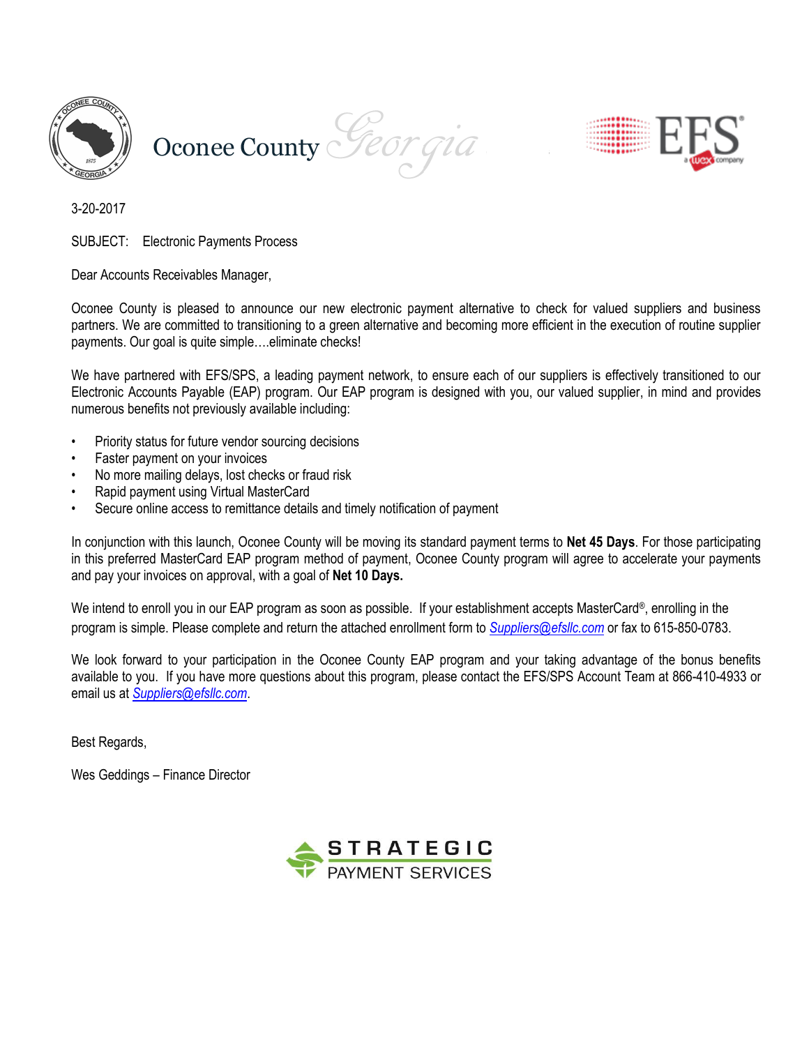Oconee County Georgia

EFS a WEX company

3-20-2017

SUBJECT: Electronic Payments Process

Dear Accounts Receivables Manager,

Oconee County is pleased to announce our new electronic payment alternative to check for valued suppliers and business partners. We are committed to transitioning to a green alternative and becoming more efficient in the execution of routine supplier payments. Our goal is quite simple….eliminate checks!

We have partnered with EFS/SPS, a leading payment network, to ensure each of our suppliers is effectively transitioned to our Electronic Accounts Payable (EAP) program. Our EAP program is designed with you, our valued supplier, in mind and provides numerous benefits not previously available including:

- Priority status for future vendor sourcing decisions
- Faster payment on your invoices
- No more mailing delays, lost checks or fraud risk
- Rapid payment using Virtual MasterCard
- Secure online access to remittance details and timely notification of payment

In conjunction with this launch, Oconee County will be moving its standard payment terms to **Net 45 Days**. For those participating in this preferred MasterCard EAP program method of payment, Oconee County program will agree to accelerate your payments and pay your invoices on approval, with a goal of **Net 10 Days.**

We intend to enroll you in our EAP program as soon as possible. If your establishment accepts MasterCard®, enrolling in the program is simple. Please complete and return the attached enrollment form to *Suppliers@efsllc.com* or fax to 615-850-0783.

We look forward to your participation in the Oconee County EAP program and your taking advantage of the bonus benefits available to you. If you have more questions about this program, please contact the EFS/SPS Account Team at 866-410-4933 or email us at *Suppliers@efsllc.com*.

Best Regards,

Wes Geddings – Finance Director

STRATEGIC PAYMENT SERVICES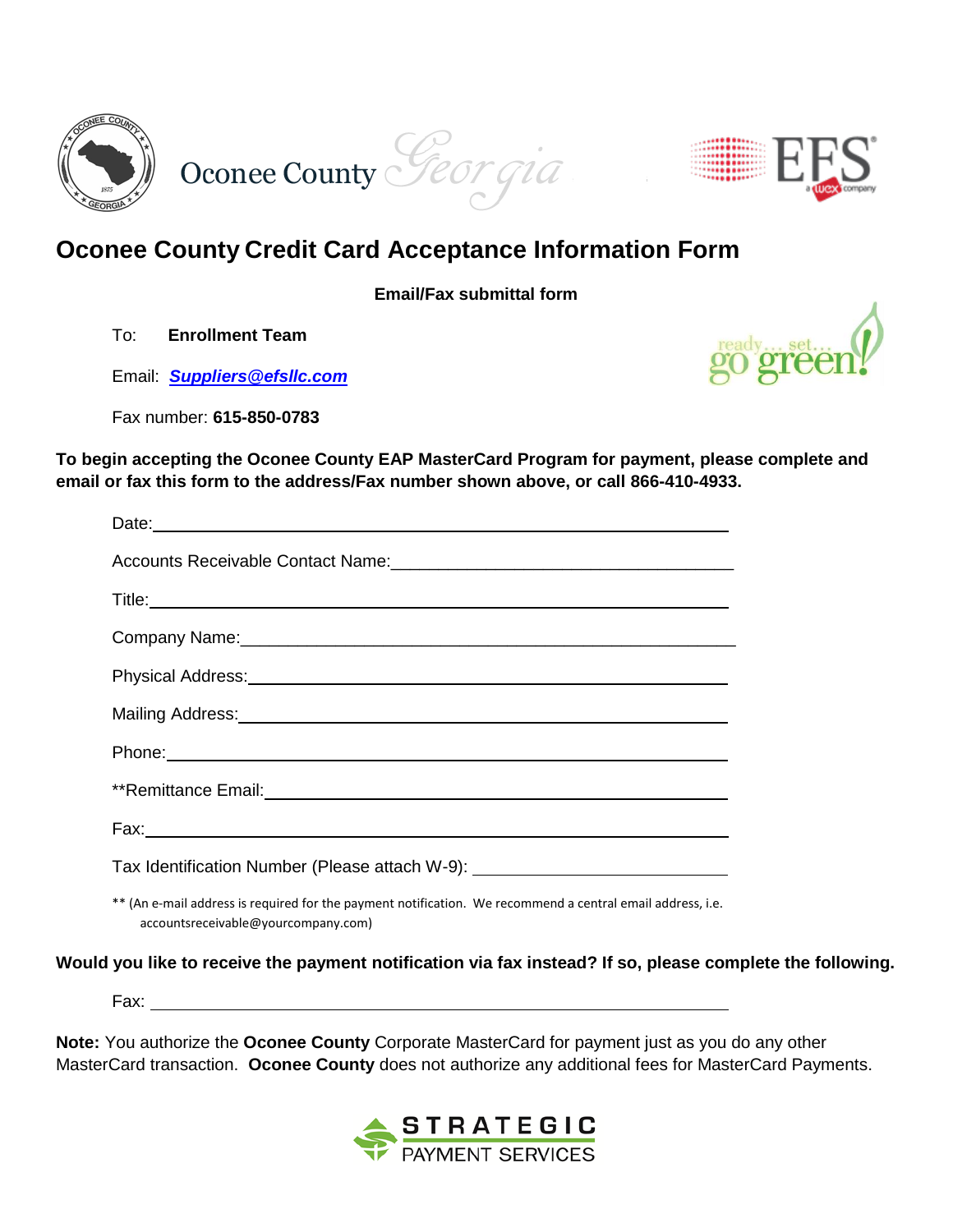Oconee County Georgia

# Oconee County Credit Card Acceptance Information Form

**Email/Fax submittal form**

To: **Enrollment Team**

Email: ***Suppliers@efsllc.com***

Fax number: **615-850-0783**

ready... set... go green!

**To begin accepting the Oconee County EAP MasterCard Program for payment, please complete and email or fax this form to the address/Fax number shown above, or call 866-410-4933.**

Date:\_\_\_\_\_\_\_\_\_\_\_\_\_\_\_\_\_\_\_\_\_\_\_\_\_\_\_\_\_\_\_\_\_\_\_\_\_\_\_\_\_\_\_\_\_\_\_\_\_\_\_\_\_\_

Accounts Receivable Contact Name:\_\_\_\_\_\_\_\_\_\_\_\_\_\_\_\_\_\_\_\_\_\_\_\_\_\_\_\_\_\_\_\_\_\_\_

Title:\_\_\_\_\_\_\_\_\_\_\_\_\_\_\_\_\_\_\_\_\_\_\_\_\_\_\_\_\_\_\_\_\_\_\_\_\_\_\_\_\_\_\_\_\_\_\_\_\_\_\_\_\_\_

Company Name:\_\_\_\_\_\_\_\_\_\_\_\_\_\_\_\_\_\_\_\_\_\_\_\_\_\_\_\_\_\_\_\_\_\_\_\_\_\_\_\_\_\_\_\_\_\_\_\_

Physical Address:\_\_\_\_\_\_\_\_\_\_\_\_\_\_\_\_\_\_\_\_\_\_\_\_\_\_\_\_\_\_\_\_\_\_\_\_\_\_\_\_\_\_\_\_\_\_

Mailing Address:\_\_\_\_\_\_\_\_\_\_\_\_\_\_\_\_\_\_\_\_\_\_\_\_\_\_\_\_\_\_\_\_\_\_\_\_\_\_\_\_\_\_\_\_\_\_\_

Phone:\_\_\_\_\_\_\_\_\_\_\_\_\_\_\_\_\_\_\_\_\_\_\_\_\_\_\_\_\_\_\_\_\_\_\_\_\_\_\_\_\_\_\_\_\_\_\_\_\_\_\_\_\_

**Remittance Email:\_\_\_\_\_\_\_\_\_\_\_\_\_\_\_\_\_\_\_\_\_\_\_\_\_\_\_\_\_\_\_\_\_\_\_\_\_\_\_\_\_\_\_\_\_

Fax:\_\_\_\_\_\_\_\_\_\_\_\_\_\_\_\_\_\_\_\_\_\_\_\_\_\_\_\_\_\_\_\_\_\_\_\_\_\_\_\_\_\_\_\_\_\_\_\_\_\_\_\_\_\_\_

Tax Identification Number (Please attach W-9): \_\_\_\_\_\_\_\_\_\_\_\_\_\_\_\_\_\_\_\_\_\_\_\_\_

** (An e-mail address is required for the payment notification. We recommend a central email address, i.e. accountsreceivable@yourcompany.com)

**Would you like to receive the payment notification via fax instead? If so, please complete the following.**

Fax: \_\_\_\_\_\_\_\_\_\_\_\_\_\_\_\_\_\_\_\_\_\_\_\_\_\_\_\_\_\_\_\_\_\_\_\_\_\_\_\_\_\_\_\_\_\_\_\_\_\_\_\_\_\_\_

**Note:** You authorize the **Oconee County** Corporate MasterCard for payment just as you do any other MasterCard transaction. **Oconee County** does not authorize any additional fees for MasterCard Payments.

STRATEGIC PAYMENT SERVICES